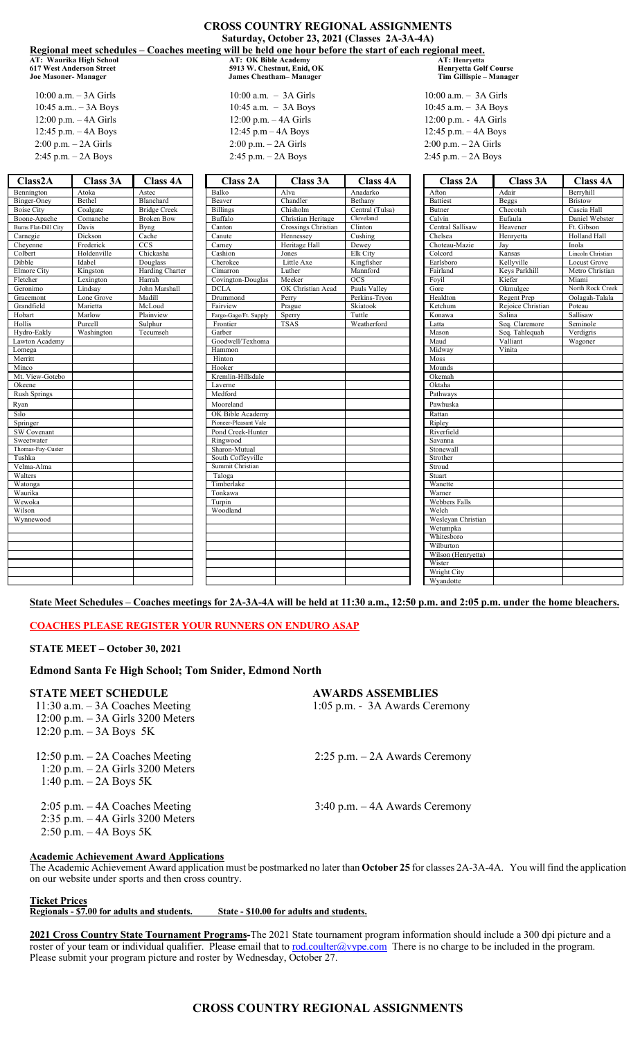# CROSS COUNTRY REGIONAL ASSIGNMENTS

**Saturday, October 23, 2021 (Classes 2A-3A-4A)**

**Regional meet schedules – Coaches meeting will be held one hour before the start of each regional meet.**

**AT: Waurika High School**
**617 West Anderson Street**
**Joe Masoner- Manager**

10:00 a.m. – 3A Girls
10:45 a.m.. – 3A Boys
12:00 p.m. – 4A Girls
12:45 p.m. – 4A Boys
2:00 p.m. – 2A Girls
2:45 p.m. – 2A Boys

| Class2A | Class 3A | Class 4A |
|---|---|---|
| Bennington | Atoka | Astec |
| Binger-Oney | Bethel | Blanchard |
| Boise City | Coalgate | Bridge Creek |
| Boone-Apache | Comanche | Broken Bow |
| Burns Flat-Dill City | Davis | Byng |
| Carnegie | Dickson | Cache |
| Cheyenne | Frederick | CCS |
| Colbert | Holdenville | Chickasha |
| Dibble | Idabel | Douglass |
| Elmore City | Kingston | Harding Charter |
| Fletcher | Lexington | Harrah |
| Geronimo | Lindsay | John Marshall |
| Gracemont | Lone Grove | Madill |
| Grandfield | Marietta | McLoud |
| Hobart | Marlow | Plainview |
| Hollis | Purcell | Sulphur |
| Hydro-Eakly | Washington | Tecumseh |
| Lawton Academy | | |
| Lomega | | |
| Merritt | | |
| Minco | | |
| Mt. View-Gotebo | | |
| Okeene | | |
| Rush Springs | | |
| Ryan | | |
| Silo | | |
| Springer | | |
| SW Covenant | | |
| Sweetwater | | |
| Thomas-Fay-Custer | | |
| Tushka | | |
| Velma-Alma | | |
| Walters | | |
| Watonga | | |
| Waurika | | |
| Wewoka | | |
| Wilson | | |
| Wynnewood | | |

**AT: OK Bible Academy**
**5913 W. Chestnut, Enid, OK**
**James Cheatham– Manager**

10:00 a.m. – 3A Girls
10:45 a.m. – 3A Boys
12:00 p.m. – 4A Girls
12:45 p.m – 4A Boys
2:00 p.m. – 2A Girls
2:45 p.m. – 2A Boys

| Class 2A | Class 3A | Class 4A |
|---|---|---|
| Balko | Alva | Anadarko |
| Beaver | Chandler | Bethany |
| Billings | Chisholm | Central (Tulsa) |
| Buffalo | Christian Heritage | Cleveland |
| Canton | Crossings Christian | Clinton |
| Canute | Hennessey | Cushing |
| Carney | Heritage Hall | Dewey |
| Cashion | Jones | Elk City |
| Cherokee | Little Axe | Kingfisher |
| Cimarron | Luther | Mannford |
| Covington-Douglas | Meeker | OCS |
| DCLA | OK Christian Acad | Pauls Valley |
| Drummond | Perry | Perkins-Tryon |
| Fairview | Prague | Skiatook |
| Fargo-Gage/Ft. Supply | Sperry | Tuttle |
| Frontier | TSAS | Weatherford |
| Garber | | |
| Goodwell/Texhoma | | |
| Hammon | | |
| Hinton | | |
| Hooker | | |
| Kremlin-Hillsdale | | |
| Laverne | | |
| Medford | | |
| Mooreland | | |
| OK Bible Academy | | |
| Pioneer-Pleasant Vale | | |
| Pond Creek-Hunter | | |
| Ringwood | | |
| Sharon-Mutual | | |
| South Coffeyville | | |
| Summit Christian | | |
| Taloga | | |
| Timberlake | | |
| Tonkawa | | |
| Turpin | | |
| Woodland | | |

**AT: Henryetta**
**Henryetta Golf Course**
**Tim Gillispie – Manager**

10:00 a.m. – 3A Girls
10:45 a.m. – 3A Boys
12:00 p.m. - 4A Girls
12:45 p.m. – 4A Boys
2:00 p.m. – 2A Girls
2:45 p.m. – 2A Boys

| Class 2A | Class 3A | Class 4A |
|---|---|---|
| Afton | Adair | Berryhill |
| Battiest | Beggs | Bristow |
| Butner | Checotah | Cascia Hall |
| Calvin | Eufaula | Daniel Webster |
| Central Sallisaw | Heavener | Ft. Gibson |
| Chelsea | Henryetta | Holland Hall |
| Choteau-Mazie | Jay | Inola |
| Colcord | Kansas | Lincoln Christian |
| Earlsboro | Kellyville | Locust Grove |
| Fairland | Keys Parkhill | Metro Christian |
| Foyil | Kiefer | Miami |
| Gore | Okmulgee | North Rock Creek |
| Healdton | Regent Prep | Oolagah-Talala |
| Ketchum | Rejoice Christian | Poteau |
| Konawa | Salina | Sallisaw |
| Latta | Seq. Claremore | Seminole |
| Mason | Seq. Tahlequah | Verdigris |
| Maud | Valliant | Wagoner |
| Midway | Vinita | |
| Moss | | |
| Mounds | | |
| Okemah | | |
| Oktaha | | |
| Pathways | | |
| Pawhuska | | |
| Rattan | | |
| Ripley | | |
| Riverfield | | |
| Savanna | | |
| Stonewall | | |
| Strother | | |
| Stroud | | |
| Stuart | | |
| Wanette | | |
| Warner | | |
| Webbers Falls | | |
| Welch | | |
| Wesleyan Christian | | |
| Wetumpka | | |
| Whitesboro | | |
| Wilburton | | |
| Wilson (Henryetta) | | |
| Wister | | |
| Wright City | | |
| Wyandotte | | |

**State Meet Schedules – Coaches meetings for 2A-3A-4A will be held at 11:30 a.m., 12:50 p.m. and 2:05 p.m. under the home bleachers.**

**COACHES PLEASE REGISTER YOUR RUNNERS ON ENDURO ASAP**

**STATE MEET – October 30, 2021**

**Edmond Santa Fe High School; Tom Snider, Edmond North**

**STATE MEET SCHEDULE**

11:30 a.m. – 3A Coaches Meeting
12:00 p.m. – 3A Girls 3200 Meters
12:20 p.m. – 3A Boys 5K

12:50 p.m. – 2A Coaches Meeting
1:20 p.m. – 2A Girls 3200 Meters
1:40 p.m. – 2A Boys 5K

2:05 p.m. – 4A Coaches Meeting
2:35 p.m. – 4A Girls 3200 Meters
2:50 p.m. – 4A Boys 5K

**AWARDS ASSEMBLIES**

1:05 p.m. - 3A Awards Ceremony

2:25 p.m. – 2A Awards Ceremony

3:40 p.m. – 4A Awards Ceremony

**Academic Achievement Award Applications**

The Academic Achievement Award application must be postmarked no later than **October 25** for classes 2A-3A-4A. You will find the application on our website under sports and then cross country.

**Ticket Prices**

**Regionals - $7.00 for adults and students.    State - $10.00 for adults and students.**

**2021 Cross Country State Tournament Programs-**The 2021 State tournament program information should include a 300 dpi picture and a roster of your team or individual qualifier. Please email that to rod.coulter@vype.com There is no charge to be included in the program. Please submit your program picture and roster by Wednesday, October 27.

# CROSS COUNTRY REGIONAL ASSIGNMENTS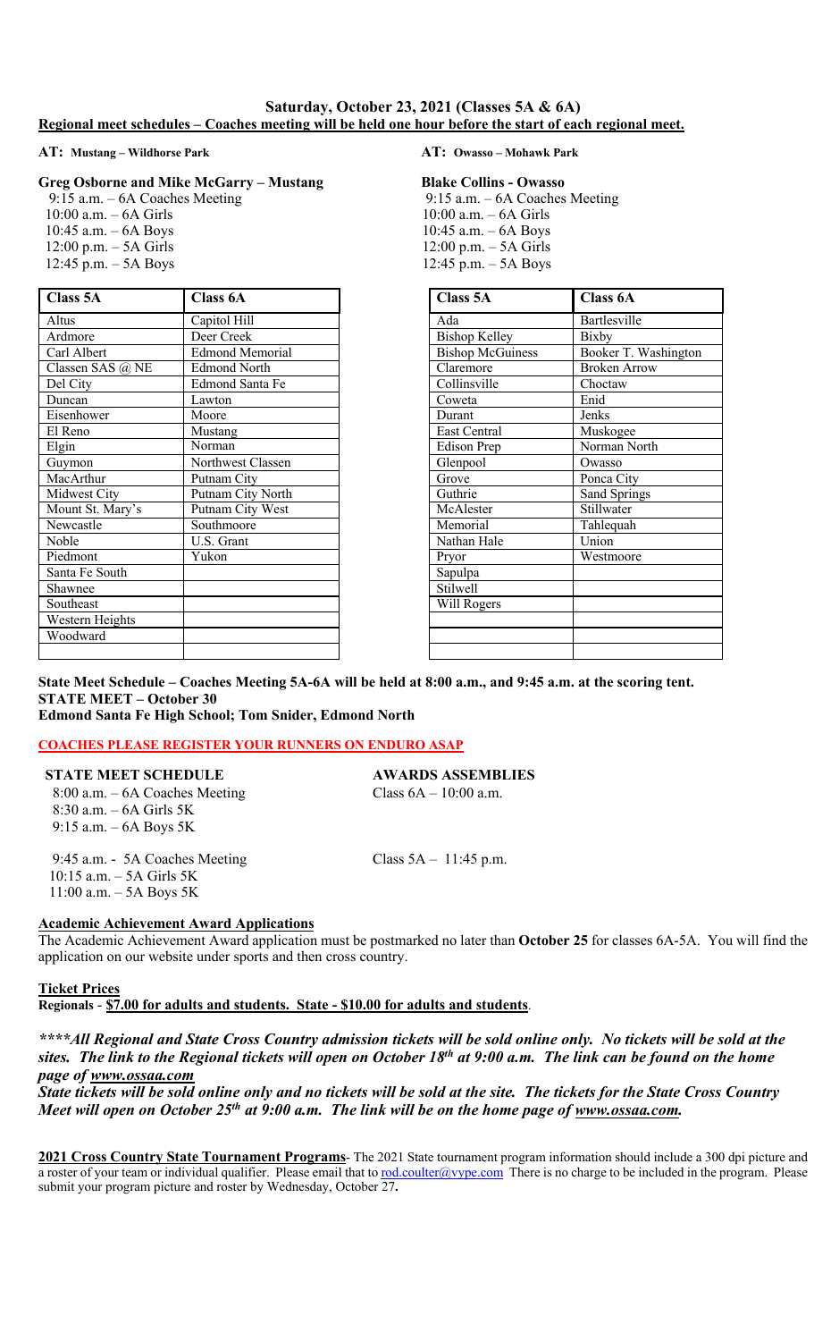**Saturday, October 23, 2021 (Classes 5A & 6A)**

**Regional meet schedules – Coaches meeting will be held one hour before the start of each regional meet.**

**AT: Mustang – Wildhorse Park**

**Greg Osborne and Mike McGarry – Mustang**

9:15 a.m. – 6A Coaches Meeting
10:00 a.m. – 6A Girls
10:45 a.m. – 6A Boys
12:00 p.m. – 5A Girls
12:45 p.m. – 5A Boys

| Class 5A | Class 6A |
|---|---|
| Altus | Capitol Hill |
| Ardmore | Deer Creek |
| Carl Albert | Edmond Memorial |
| Classen SAS @ NE | Edmond North |
| Del City | Edmond Santa Fe |
| Duncan | Lawton |
| Eisenhower | Moore |
| El Reno | Mustang |
| Elgin | Norman |
| Guymon | Northwest Classen |
| MacArthur | Putnam City |
| Midwest City | Putnam City North |
| Mount St. Mary's | Putnam City West |
| Newcastle | Southmoore |
| Noble | U.S. Grant |
| Piedmont | Yukon |
| Santa Fe South | |
| Shawnee | |
| Southeast | |
| Western Heights | |
| Woodward | |

**AT: Owasso – Mohawk Park**

**Blake Collins - Owasso**

9:15 a.m. – 6A Coaches Meeting
10:00 a.m. – 6A Girls
10:45 a.m. – 6A Boys
12:00 p.m. – 5A Girls
12:45 p.m. – 5A Boys

| Class 5A | Class 6A |
|---|---|
| Ada | Bartlesville |
| Bishop Kelley | Bixby |
| Bishop McGuiness | Booker T. Washington |
| Claremore | Broken Arrow |
| Collinsville | Choctaw |
| Coweta | Enid |
| Durant | Jenks |
| East Central | Muskogee |
| Edison Prep | Norman North |
| Glenpool | Owasso |
| Grove | Ponca City |
| Guthrie | Sand Springs |
| McAlester | Stillwater |
| Memorial | Tahlequah |
| Nathan Hale | Union |
| Pryor | Westmoore |
| Sapulpa | |
| Stilwell | |
| Will Rogers | |

**State Meet Schedule – Coaches Meeting 5A-6A will be held at 8:00 a.m., and 9:45 a.m. at the scoring tent.**
**STATE MEET – October 30**
**Edmond Santa Fe High School; Tom Snider, Edmond North**

**COACHES PLEASE REGISTER YOUR RUNNERS ON ENDURO ASAP**

**STATE MEET SCHEDULE**

8:00 a.m. – 6A Coaches Meeting
8:30 a.m. – 6A Girls 5K
9:15 a.m. – 6A Boys 5K

9:45 a.m. - 5A Coaches Meeting
10:15 a.m. – 5A Girls 5K
11:00 a.m. – 5A Boys 5K

**AWARDS ASSEMBLIES**

Class 6A – 10:00 a.m.

Class 5A – 11:45 p.m.

**Academic Achievement Award Applications**

The Academic Achievement Award application must be postmarked no later than **October 25** for classes 6A-5A. You will find the application on our website under sports and then cross country.

**Ticket Prices**

**Regionals** - **$7.00 for adults and students. State - $10.00 for adults and students**.

***\*\*\*\*All Regional and State Cross Country admission tickets will be sold online only. No tickets will be sold at the sites. The link to the Regional tickets will open on October 18th at 9:00 a.m. The link can be found on the home page of www.ossaa.com***

***State tickets will be sold online only and no tickets will be sold at the site. The tickets for the State Cross Country Meet will open on October 25th at 9:00 a.m. The link will be on the home page of www.ossaa.com.***

**2021 Cross Country State Tournament Programs**- The 2021 State tournament program information should include a 300 dpi picture and a roster of your team or individual qualifier. Please email that to rod.coulter@vype.com There is no charge to be included in the program. Please submit your program picture and roster by Wednesday, October 27**.**